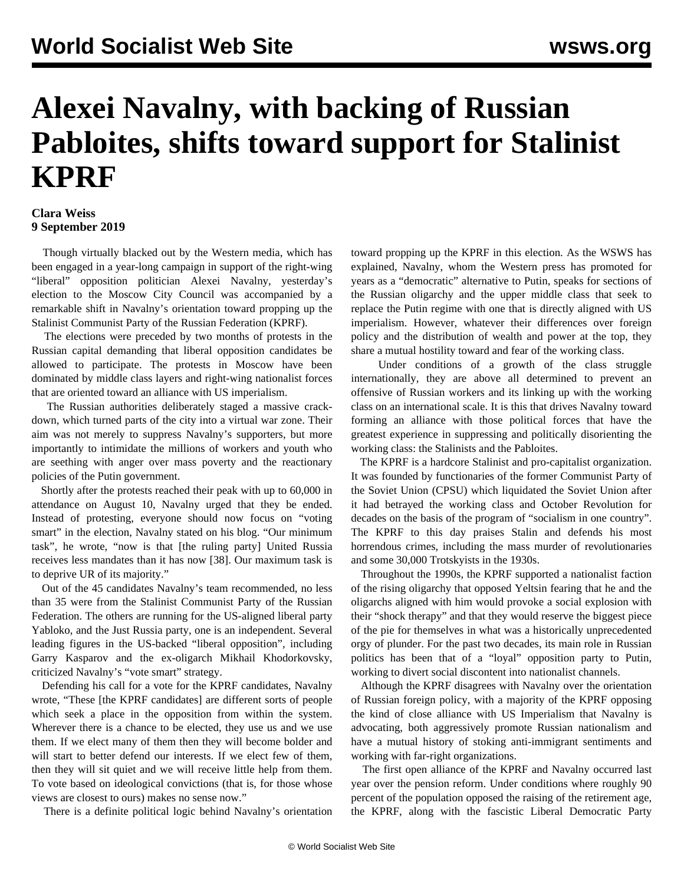# Alexei Navalny, with backing of Russian Pabloites, shifts toward support for Stalinist KPRF

**Clara Weiss**
**9 September 2019**

Though virtually blacked out by the Western media, which has been engaged in a year-long campaign in support of the right-wing "liberal" opposition politician Alexei Navalny, yesterday's election to the Moscow City Council was accompanied by a remarkable shift in Navalny's orientation toward propping up the Stalinist Communist Party of the Russian Federation (KPRF).

The elections were preceded by two months of protests in the Russian capital demanding that liberal opposition candidates be allowed to participate. The protests in Moscow have been dominated by middle class layers and right-wing nationalist forces that are oriented toward an alliance with US imperialism.

The Russian authorities deliberately staged a massive crack-down, which turned parts of the city into a virtual war zone. Their aim was not merely to suppress Navalny's supporters, but more importantly to intimidate the millions of workers and youth who are seething with anger over mass poverty and the reactionary policies of the Putin government.

Shortly after the protests reached their peak with up to 60,000 in attendance on August 10, Navalny urged that they be ended. Instead of protesting, everyone should now focus on "voting smart" in the election, Navalny stated on his blog. "Our minimum task", he wrote, "now is that [the ruling party] United Russia receives less mandates than it has now [38]. Our maximum task is to deprive UR of its majority."

Out of the 45 candidates Navalny's team recommended, no less than 35 were from the Stalinist Communist Party of the Russian Federation. The others are running for the US-aligned liberal party Yabloko, and the Just Russia party, one is an independent. Several leading figures in the US-backed "liberal opposition", including Garry Kasparov and the ex-oligarch Mikhail Khodorkovsky, criticized Navalny's "vote smart" strategy.

Defending his call for a vote for the KPRF candidates, Navalny wrote, "These [the KPRF candidates] are different sorts of people which seek a place in the opposition from within the system. Wherever there is a chance to be elected, they use us and we use them. If we elect many of them then they will become bolder and will start to better defend our interests. If we elect few of them, then they will sit quiet and we will receive little help from them. To vote based on ideological convictions (that is, for those whose views are closest to ours) makes no sense now."

There is a definite political logic behind Navalny's orientation toward propping up the KPRF in this election. As the WSWS has explained, Navalny, whom the Western press has promoted for years as a "democratic" alternative to Putin, speaks for sections of the Russian oligarchy and the upper middle class that seek to replace the Putin regime with one that is directly aligned with US imperialism. However, whatever their differences over foreign policy and the distribution of wealth and power at the top, they share a mutual hostility toward and fear of the working class.

Under conditions of a growth of the class struggle internationally, they are above all determined to prevent an offensive of Russian workers and its linking up with the working class on an international scale. It is this that drives Navalny toward forming an alliance with those political forces that have the greatest experience in suppressing and politically disorienting the working class: the Stalinists and the Pabloites.

The KPRF is a hardcore Stalinist and pro-capitalist organization. It was founded by functionaries of the former Communist Party of the Soviet Union (CPSU) which liquidated the Soviet Union after it had betrayed the working class and October Revolution for decades on the basis of the program of "socialism in one country". The KPRF to this day praises Stalin and defends his most horrendous crimes, including the mass murder of revolutionaries and some 30,000 Trotskyists in the 1930s.

Throughout the 1990s, the KPRF supported a nationalist faction of the rising oligarchy that opposed Yeltsin fearing that he and the oligarchs aligned with him would provoke a social explosion with their "shock therapy" and that they would reserve the biggest piece of the pie for themselves in what was a historically unprecedented orgy of plunder. For the past two decades, its main role in Russian politics has been that of a "loyal" opposition party to Putin, working to divert social discontent into nationalist channels.

Although the KPRF disagrees with Navalny over the orientation of Russian foreign policy, with a majority of the KPRF opposing the kind of close alliance with US Imperialism that Navalny is advocating, both aggressively promote Russian nationalism and have a mutual history of stoking anti-immigrant sentiments and working with far-right organizations.

The first open alliance of the KPRF and Navalny occurred last year over the pension reform. Under conditions where roughly 90 percent of the population opposed the raising of the retirement age, the KPRF, along with the fascistic Liberal Democratic Party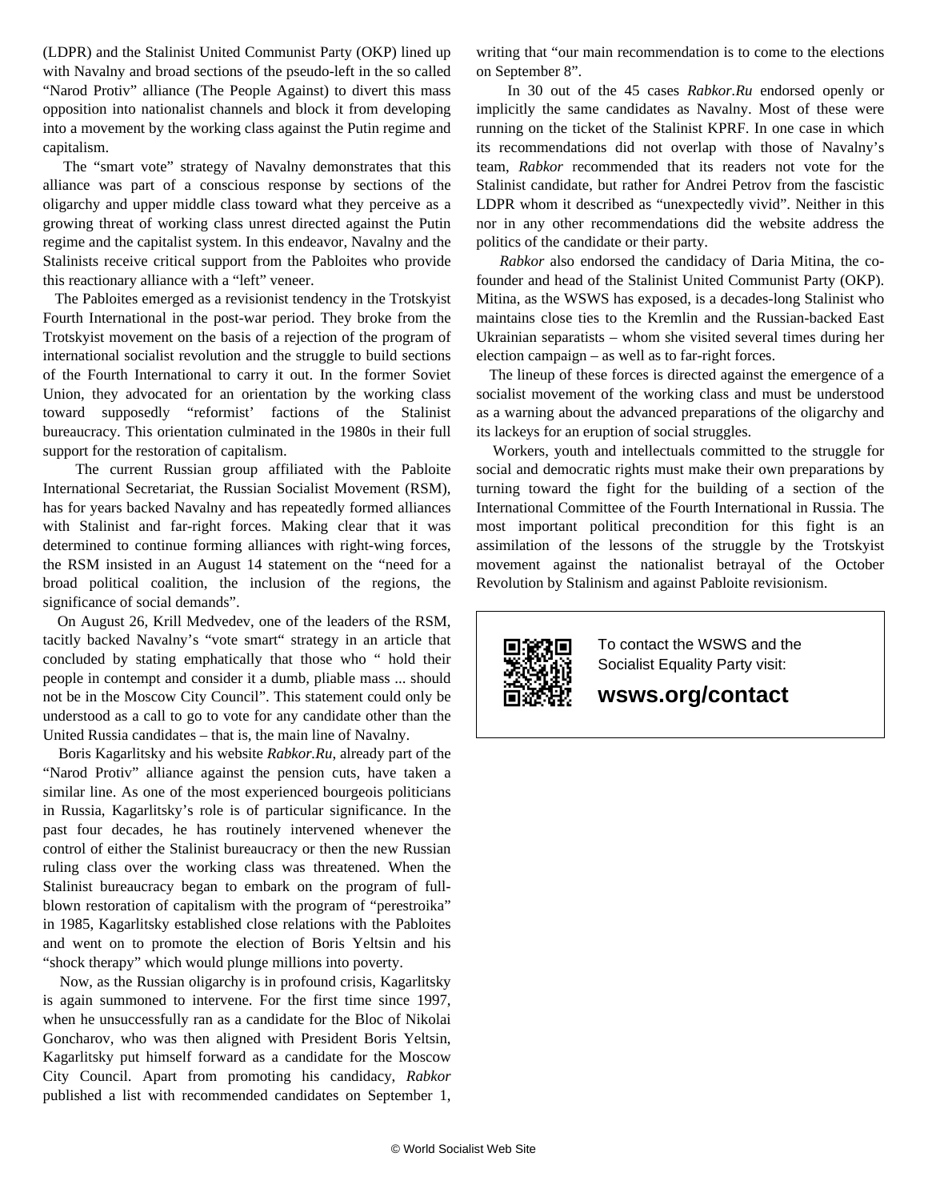(LDPR) and the Stalinist United Communist Party (OKP) lined up with Navalny and broad sections of the pseudo-left in the so called "Narod Protiv" alliance (The People Against) to divert this mass opposition into nationalist channels and block it from developing into a movement by the working class against the Putin regime and capitalism.

The "smart vote" strategy of Navalny demonstrates that this alliance was part of a conscious response by sections of the oligarchy and upper middle class toward what they perceive as a growing threat of working class unrest directed against the Putin regime and the capitalist system. In this endeavor, Navalny and the Stalinists receive critical support from the Pabloites who provide this reactionary alliance with a "left" veneer.

The Pabloites emerged as a revisionist tendency in the Trotskyist Fourth International in the post-war period. They broke from the Trotskyist movement on the basis of a rejection of the program of international socialist revolution and the struggle to build sections of the Fourth International to carry it out. In the former Soviet Union, they advocated for an orientation by the working class toward supposedly "reformist' factions of the Stalinist bureaucracy. This orientation culminated in the 1980s in their full support for the restoration of capitalism.

The current Russian group affiliated with the Pabloite International Secretariat, the Russian Socialist Movement (RSM), has for years backed Navalny and has repeatedly formed alliances with Stalinist and far-right forces. Making clear that it was determined to continue forming alliances with right-wing forces, the RSM insisted in an August 14 statement on the "need for a broad political coalition, the inclusion of the regions, the significance of social demands".

On August 26, Krill Medvedev, one of the leaders of the RSM, tacitly backed Navalny's "vote smart" strategy in an article that concluded by stating emphatically that those who " hold their people in contempt and consider it a dumb, pliable mass ... should not be in the Moscow City Council". This statement could only be understood as a call to go to vote for any candidate other than the United Russia candidates – that is, the main line of Navalny.

Boris Kagarlitsky and his website *Rabkor.Ru*, already part of the "Narod Protiv" alliance against the pension cuts, have taken a similar line. As one of the most experienced bourgeois politicians in Russia, Kagarlitsky's role is of particular significance. In the past four decades, he has routinely intervened whenever the control of either the Stalinist bureaucracy or then the new Russian ruling class over the working class was threatened. When the Stalinist bureaucracy began to embark on the program of full-blown restoration of capitalism with the program of "perestroika" in 1985, Kagarlitsky established close relations with the Pabloites and went on to promote the election of Boris Yeltsin and his "shock therapy" which would plunge millions into poverty.

Now, as the Russian oligarchy is in profound crisis, Kagarlitsky is again summoned to intervene. For the first time since 1997, when he unsuccessfully ran as a candidate for the Bloc of Nikolai Goncharov, who was then aligned with President Boris Yeltsin, Kagarlitsky put himself forward as a candidate for the Moscow City Council. Apart from promoting his candidacy, *Rabkor* published a list with recommended candidates on September 1, writing that "our main recommendation is to come to the elections on September 8".

In 30 out of the 45 cases *Rabkor.Ru* endorsed openly or implicitly the same candidates as Navalny. Most of these were running on the ticket of the Stalinist KPRF. In one case in which its recommendations did not overlap with those of Navalny's team, *Rabkor* recommended that its readers not vote for the Stalinist candidate, but rather for Andrei Petrov from the fascistic LDPR whom it described as "unexpectedly vivid". Neither in this nor in any other recommendations did the website address the politics of the candidate or their party.

*Rabkor* also endorsed the candidacy of Daria Mitina, the co-founder and head of the Stalinist United Communist Party (OKP). Mitina, as the WSWS has exposed, is a decades-long Stalinist who maintains close ties to the Kremlin and the Russian-backed East Ukrainian separatists – whom she visited several times during her election campaign – as well as to far-right forces.

The lineup of these forces is directed against the emergence of a socialist movement of the working class and must be understood as a warning about the advanced preparations of the oligarchy and its lackeys for an eruption of social struggles.

Workers, youth and intellectuals committed to the struggle for social and democratic rights must make their own preparations by turning toward the fight for the building of a section of the International Committee of the Fourth International in Russia. The most important political precondition for this fight is an assimilation of the lessons of the struggle by the Trotskyist movement against the nationalist betrayal of the October Revolution by Stalinism and against Pabloite revisionism.

To contact the WSWS and the Socialist Equality Party visit:

**wsws.org/contact**